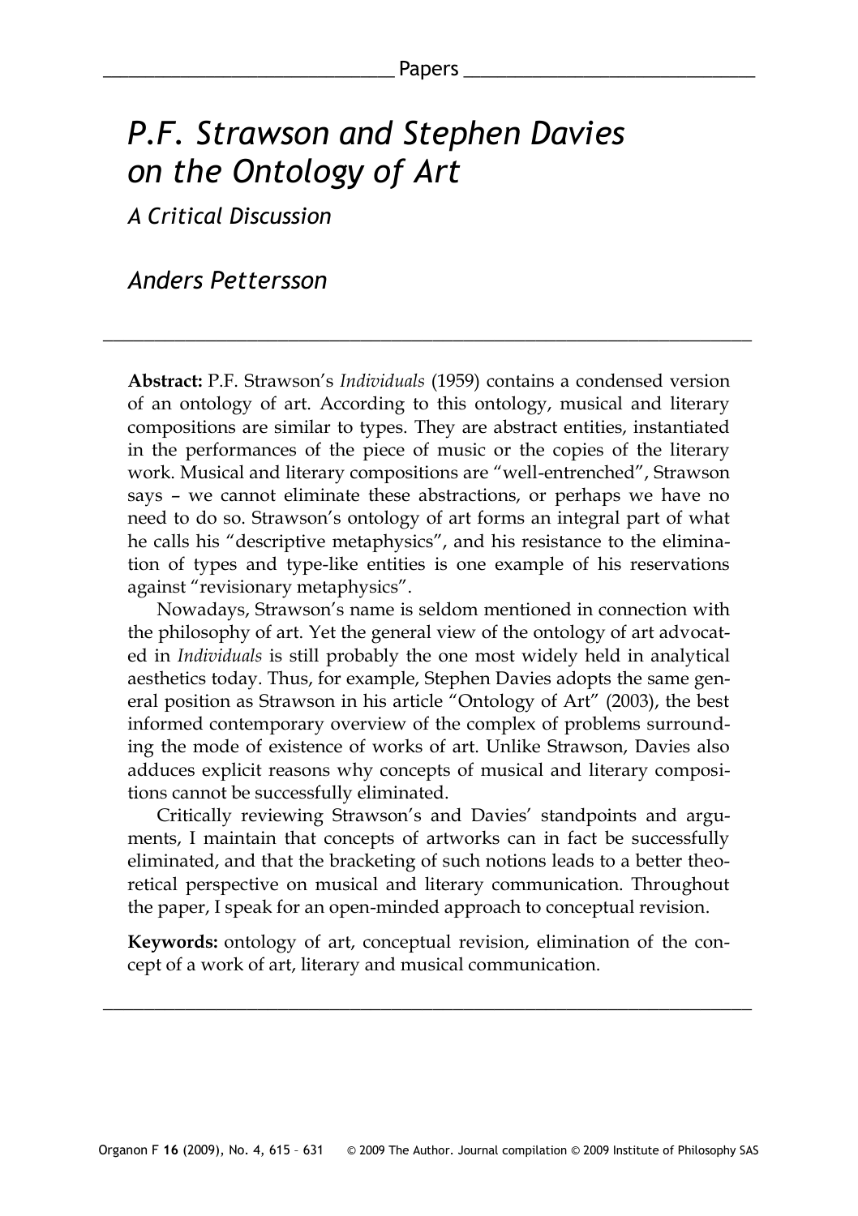# *P.F. Strawson and Stephen Davies on the Ontology of Art*

## *A Critical Discussion*

*Anders Pettersson*

**Abstract:** P.F. Strawson's *Individuals* (1959) contains a condensed version of an ontology of art. According to this ontology, musical and literary compositions are similar to types. They are abstract entities, instantiated in the performances of the piece of music or the copies of the literary work. Musical and literary compositions are "well-entrenched", Strawson says – we cannot eliminate these abstractions, or perhaps we have no need to do so. Strawson's ontology of art forms an integral part of what he calls his "descriptive metaphysics", and his resistance to the elimination of types and type-like entities is one example of his reservations against "revisionary metaphysics".

Nowadays, Strawson's name is seldom mentioned in connection with the philosophy of art. Yet the general view of the ontology of art advocated in *Individuals* is still probably the one most widely held in analytical aesthetics today. Thus, for example, Stephen Davies adopts the same general position as Strawson in his article "Ontology of Art" (2003), the best informed contemporary overview of the complex of problems surrounding the mode of existence of works of art. Unlike Strawson, Davies also adduces explicit reasons why concepts of musical and literary compositions cannot be successfully eliminated.

Critically reviewing Strawson's and Davies' standpoints and arguments, I maintain that concepts of artworks can in fact be successfully eliminated, and that the bracketing of such notions leads to a better theoretical perspective on musical and literary communication. Throughout the paper, I speak for an open-minded approach to conceptual revision.

**Keywords:** ontology of art, conceptual revision, elimination of the concept of a work of art, literary and musical communication.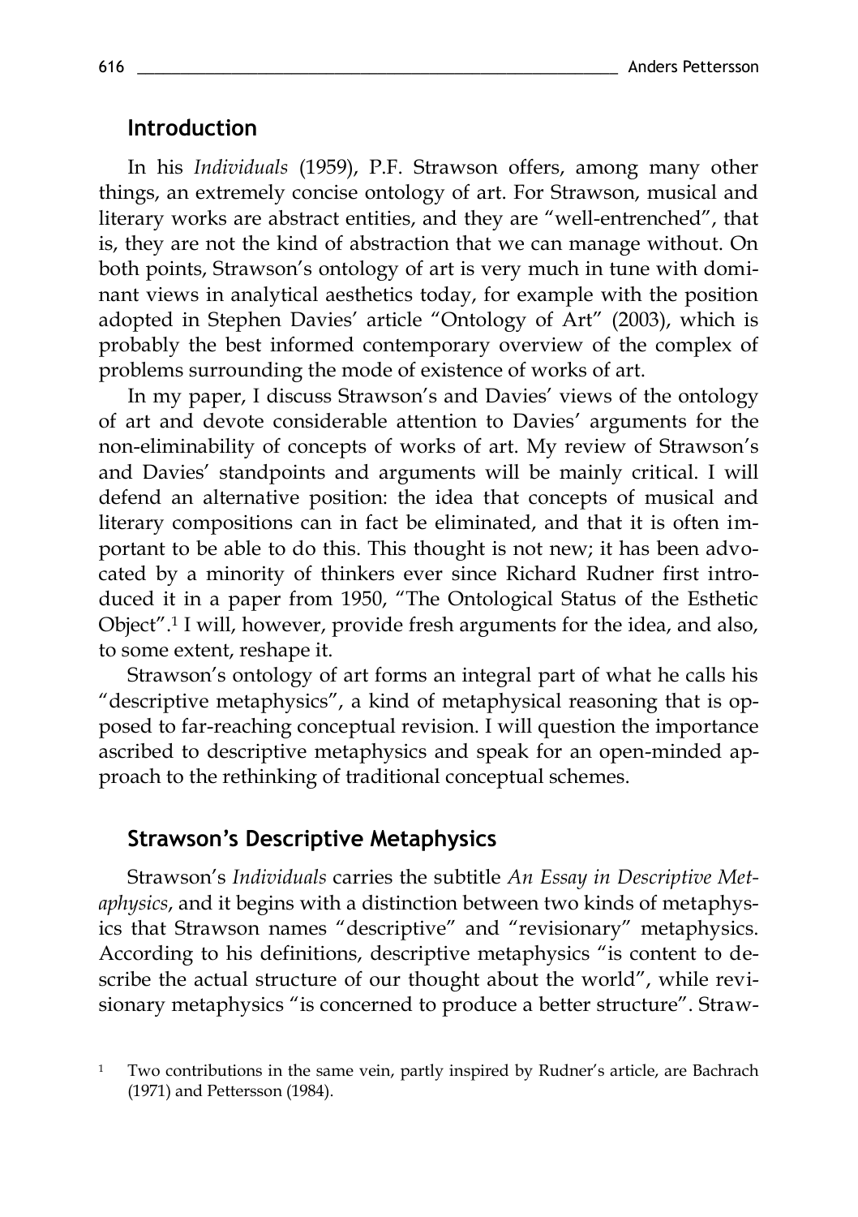## Introduction

In his *Individuals* (1959), P.F. Strawson offers, among many other things, an extremely concise ontology of art. For Strawson, musical and literary works are abstract entities, and they are "well-entrenched", that is, they are not the kind of abstraction that we can manage without. On both points, Strawson's ontology of art is very much in tune with dominant views in analytical aesthetics today, for example with the position adopted in Stephen Davies' article "Ontology of Art" (2003), which is probably the best informed contemporary overview of the complex of problems surrounding the mode of existence of works of art.

In my paper, I discuss Strawson's and Davies' views of the ontology of art and devote considerable attention to Davies' arguments for the non-eliminability of concepts of works of art. My review of Strawson's and Davies' standpoints and arguments will be mainly critical. I will defend an alternative position: the idea that concepts of musical and literary compositions can in fact be eliminated, and that it is often important to be able to do this. This thought is not new; it has been advocated by a minority of thinkers ever since Richard Rudner first introduced it in a paper from 1950, "The Ontological Status of the Esthetic Object".[1] I will, however, provide fresh arguments for the idea, and also, to some extent, reshape it.

Strawson's ontology of art forms an integral part of what he calls his "descriptive metaphysics", a kind of metaphysical reasoning that is opposed to far-reaching conceptual revision. I will question the importance ascribed to descriptive metaphysics and speak for an open-minded approach to the rethinking of traditional conceptual schemes.

## Strawson's Descriptive Metaphysics

Strawson's *Individuals* carries the subtitle *An Essay in Descriptive Metaphysics*, and it begins with a distinction between two kinds of metaphysics that Strawson names "descriptive" and "revisionary" metaphysics. According to his definitions, descriptive metaphysics "is content to describe the actual structure of our thought about the world", while revisionary metaphysics "is concerned to produce a better structure". Straw-

[1] Two contributions in the same vein, partly inspired by Rudner's article, are Bachrach (1971) and Pettersson (1984).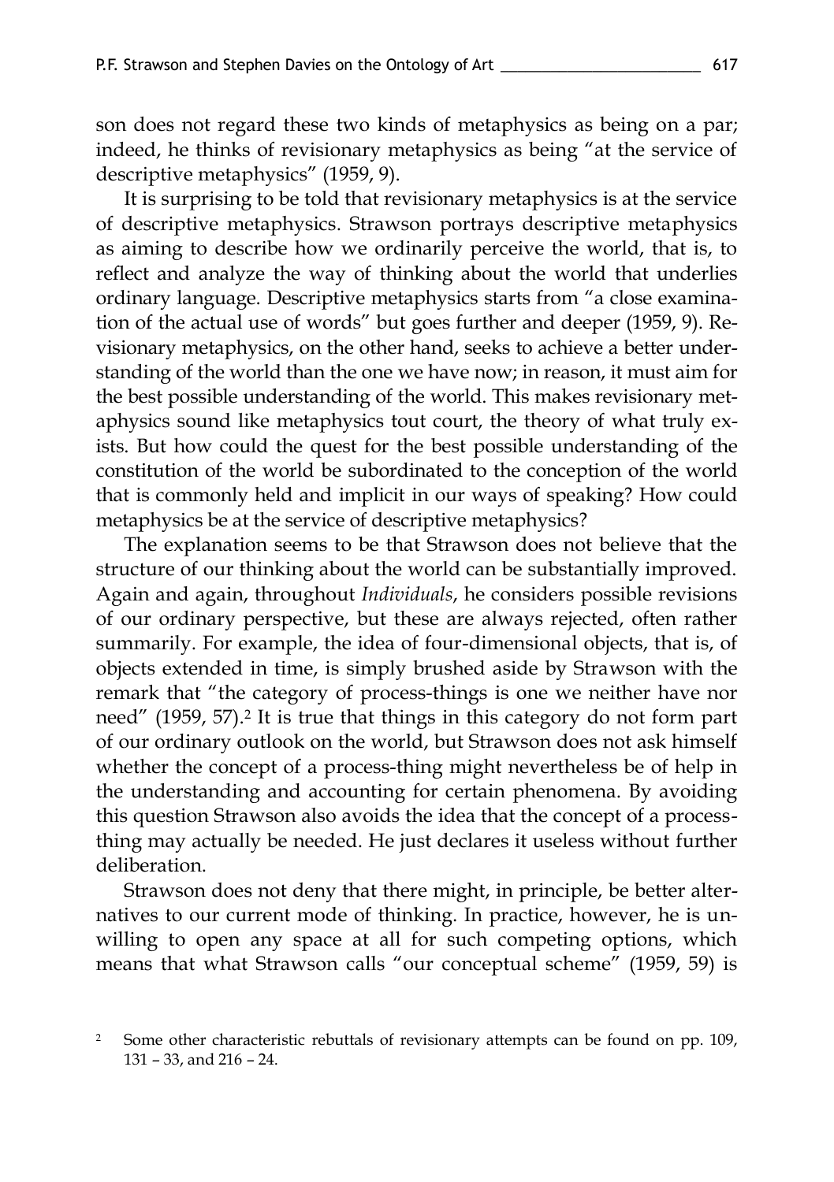son does not regard these two kinds of metaphysics as being on a par; indeed, he thinks of revisionary metaphysics as being "at the service of descriptive metaphysics" (1959, 9).

It is surprising to be told that revisionary metaphysics is at the service of descriptive metaphysics. Strawson portrays descriptive metaphysics as aiming to describe how we ordinarily perceive the world, that is, to reflect and analyze the way of thinking about the world that underlies ordinary language. Descriptive metaphysics starts from "a close examination of the actual use of words" but goes further and deeper (1959, 9). Revisionary metaphysics, on the other hand, seeks to achieve a better understanding of the world than the one we have now; in reason, it must aim for the best possible understanding of the world. This makes revisionary metaphysics sound like metaphysics tout court, the theory of what truly exists. But how could the quest for the best possible understanding of the constitution of the world be subordinated to the conception of the world that is commonly held and implicit in our ways of speaking? How could metaphysics be at the service of descriptive metaphysics?

The explanation seems to be that Strawson does not believe that the structure of our thinking about the world can be substantially improved. Again and again, throughout *Individuals*, he considers possible revisions of our ordinary perspective, but these are always rejected, often rather summarily. For example, the idea of four-dimensional objects, that is, of objects extended in time, is simply brushed aside by Strawson with the remark that "the category of process-things is one we neither have nor need" (1959, 57).[2] It is true that things in this category do not form part of our ordinary outlook on the world, but Strawson does not ask himself whether the concept of a process-thing might nevertheless be of help in the understanding and accounting for certain phenomena. By avoiding this question Strawson also avoids the idea that the concept of a process-thing may actually be needed. He just declares it useless without further deliberation.

Strawson does not deny that there might, in principle, be better alternatives to our current mode of thinking. In practice, however, he is unwilling to open any space at all for such competing options, which means that what Strawson calls "our conceptual scheme" (1959, 59) is

[2] Some other characteristic rebuttals of revisionary attempts can be found on pp. 109, 131 – 33, and 216 – 24.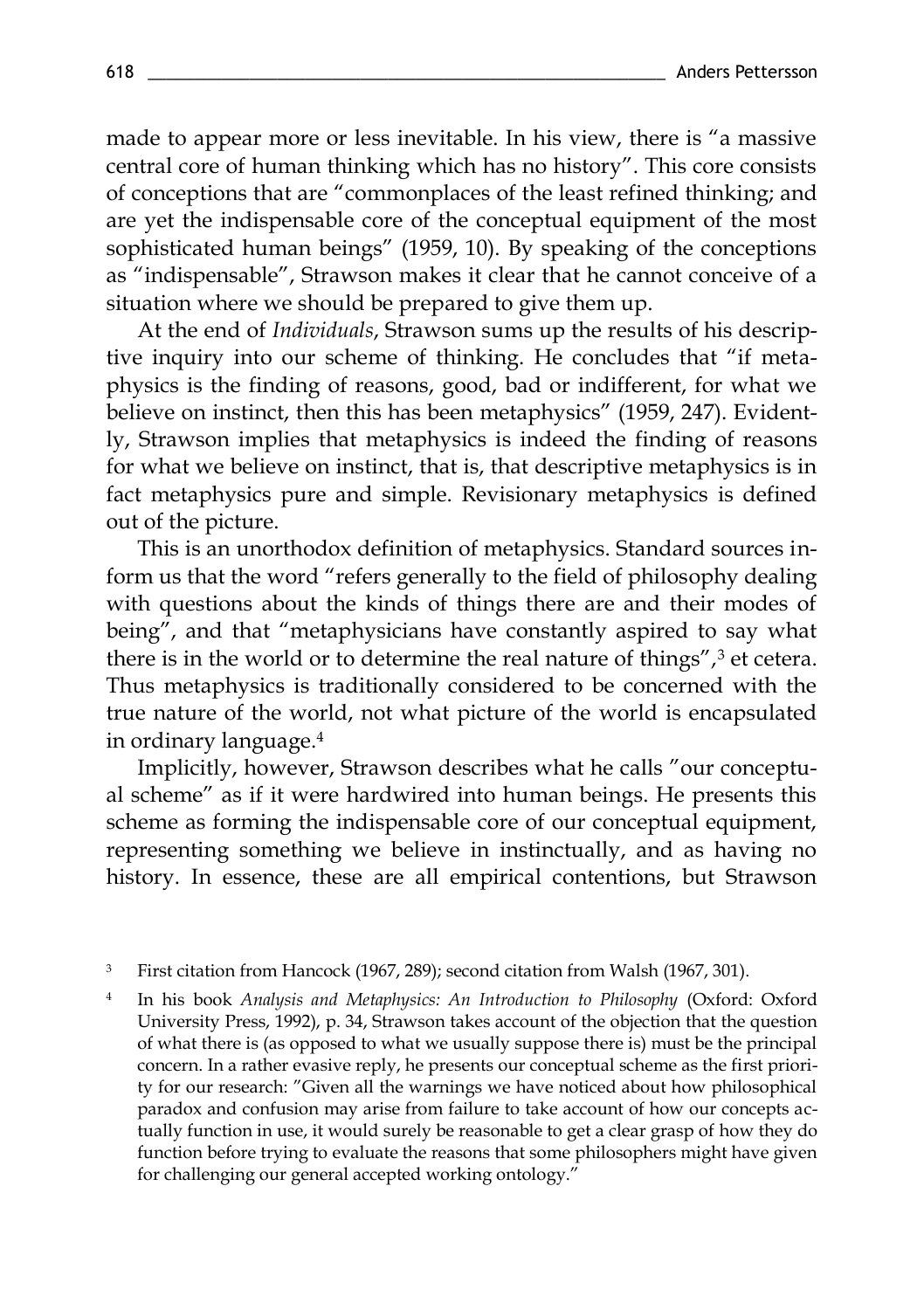made to appear more or less inevitable. In his view, there is "a massive central core of human thinking which has no history". This core consists of conceptions that are "commonplaces of the least refined thinking; and are yet the indispensable core of the conceptual equipment of the most sophisticated human beings" (1959, 10). By speaking of the conceptions as "indispensable", Strawson makes it clear that he cannot conceive of a situation where we should be prepared to give them up.

At the end of *Individuals*, Strawson sums up the results of his descriptive inquiry into our scheme of thinking. He concludes that "if metaphysics is the finding of reasons, good, bad or indifferent, for what we believe on instinct, then this has been metaphysics" (1959, 247). Evidently, Strawson implies that metaphysics is indeed the finding of reasons for what we believe on instinct, that is, that descriptive metaphysics is in fact metaphysics pure and simple. Revisionary metaphysics is defined out of the picture.

This is an unorthodox definition of metaphysics. Standard sources inform us that the word "refers generally to the field of philosophy dealing with questions about the kinds of things there are and their modes of being", and that "metaphysicians have constantly aspired to say what there is in the world or to determine the real nature of things",[3] et cetera. Thus metaphysics is traditionally considered to be concerned with the true nature of the world, not what picture of the world is encapsulated in ordinary language.[4]

Implicitly, however, Strawson describes what he calls "our conceptual scheme" as if it were hardwired into human beings. He presents this scheme as forming the indispensable core of our conceptual equipment, representing something we believe in instinctually, and as having no history. In essence, these are all empirical contentions, but Strawson

[3] First citation from Hancock (1967, 289); second citation from Walsh (1967, 301).

[4] In his book *Analysis and Metaphysics: An Introduction to Philosophy* (Oxford: Oxford University Press, 1992), p. 34, Strawson takes account of the objection that the question of what there is (as opposed to what we usually suppose there is) must be the principal concern. In a rather evasive reply, he presents our conceptual scheme as the first priority for our research: "Given all the warnings we have noticed about how philosophical paradox and confusion may arise from failure to take account of how our concepts actually function in use, it would surely be reasonable to get a clear grasp of how they do function before trying to evaluate the reasons that some philosophers might have given for challenging our general accepted working ontology."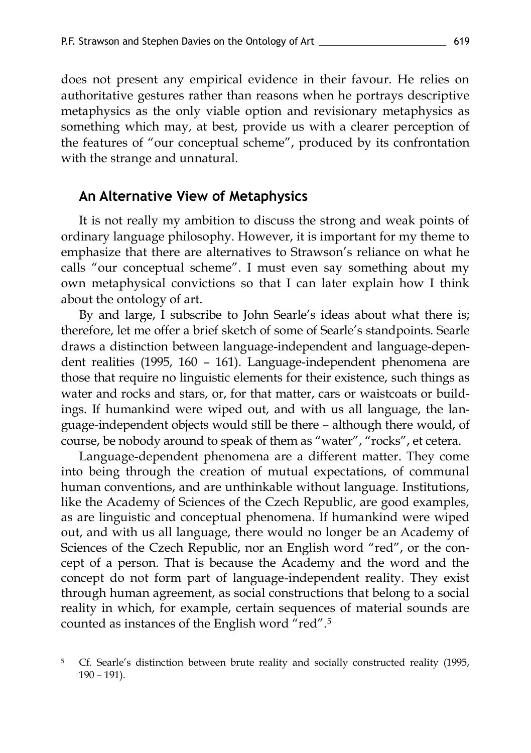does not present any empirical evidence in their favour. He relies on authoritative gestures rather than reasons when he portrays descriptive metaphysics as the only viable option and revisionary metaphysics as something which may, at best, provide us with a clearer perception of the features of "our conceptual scheme", produced by its confrontation with the strange and unnatural.

## An Alternative View of Metaphysics

It is not really my ambition to discuss the strong and weak points of ordinary language philosophy. However, it is important for my theme to emphasize that there are alternatives to Strawson's reliance on what he calls "our conceptual scheme". I must even say something about my own metaphysical convictions so that I can later explain how I think about the ontology of art.

By and large, I subscribe to John Searle's ideas about what there is; therefore, let me offer a brief sketch of some of Searle's standpoints. Searle draws a distinction between language-independent and language-dependent realities (1995, 160 – 161). Language-independent phenomena are those that require no linguistic elements for their existence, such things as water and rocks and stars, or, for that matter, cars or waistcoats or buildings. If humankind were wiped out, and with us all language, the language-independent objects would still be there – although there would, of course, be nobody around to speak of them as "water", "rocks", et cetera.

Language-dependent phenomena are a different matter. They come into being through the creation of mutual expectations, of communal human conventions, and are unthinkable without language. Institutions, like the Academy of Sciences of the Czech Republic, are good examples, as are linguistic and conceptual phenomena. If humankind were wiped out, and with us all language, there would no longer be an Academy of Sciences of the Czech Republic, nor an English word "red", or the concept of a person. That is because the Academy and the word and the concept do not form part of language-independent reality. They exist through human agreement, as social constructions that belong to a social reality in which, for example, certain sequences of material sounds are counted as instances of the English word "red".[5]

[5] Cf. Searle's distinction between brute reality and socially constructed reality (1995, 190 – 191).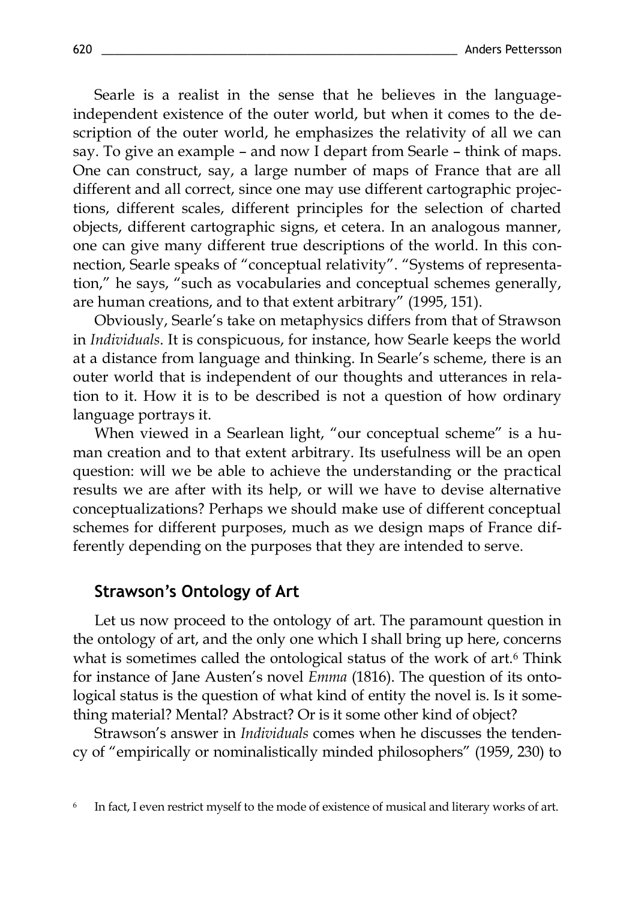Searle is a realist in the sense that he believes in the language-independent existence of the outer world, but when it comes to the description of the outer world, he emphasizes the relativity of all we can say. To give an example – and now I depart from Searle – think of maps. One can construct, say, a large number of maps of France that are all different and all correct, since one may use different cartographic projections, different scales, different principles for the selection of charted objects, different cartographic signs, et cetera. In an analogous manner, one can give many different true descriptions of the world. In this connection, Searle speaks of "conceptual relativity". "Systems of representation," he says, "such as vocabularies and conceptual schemes generally, are human creations, and to that extent arbitrary" (1995, 151).

Obviously, Searle's take on metaphysics differs from that of Strawson in *Individuals*. It is conspicuous, for instance, how Searle keeps the world at a distance from language and thinking. In Searle's scheme, there is an outer world that is independent of our thoughts and utterances in relation to it. How it is to be described is not a question of how ordinary language portrays it.

When viewed in a Searlean light, "our conceptual scheme" is a human creation and to that extent arbitrary. Its usefulness will be an open question: will we be able to achieve the understanding or the practical results we are after with its help, or will we have to devise alternative conceptualizations? Perhaps we should make use of different conceptual schemes for different purposes, much as we design maps of France differently depending on the purposes that they are intended to serve.

## Strawson's Ontology of Art

Let us now proceed to the ontology of art. The paramount question in the ontology of art, and the only one which I shall bring up here, concerns what is sometimes called the ontological status of the work of art.[6] Think for instance of Jane Austen's novel *Emma* (1816). The question of its ontological status is the question of what kind of entity the novel is. Is it something material? Mental? Abstract? Or is it some other kind of object?

Strawson's answer in *Individuals* comes when he discusses the tendency of "empirically or nominalistically minded philosophers" (1959, 230) to

[6] In fact, I even restrict myself to the mode of existence of musical and literary works of art.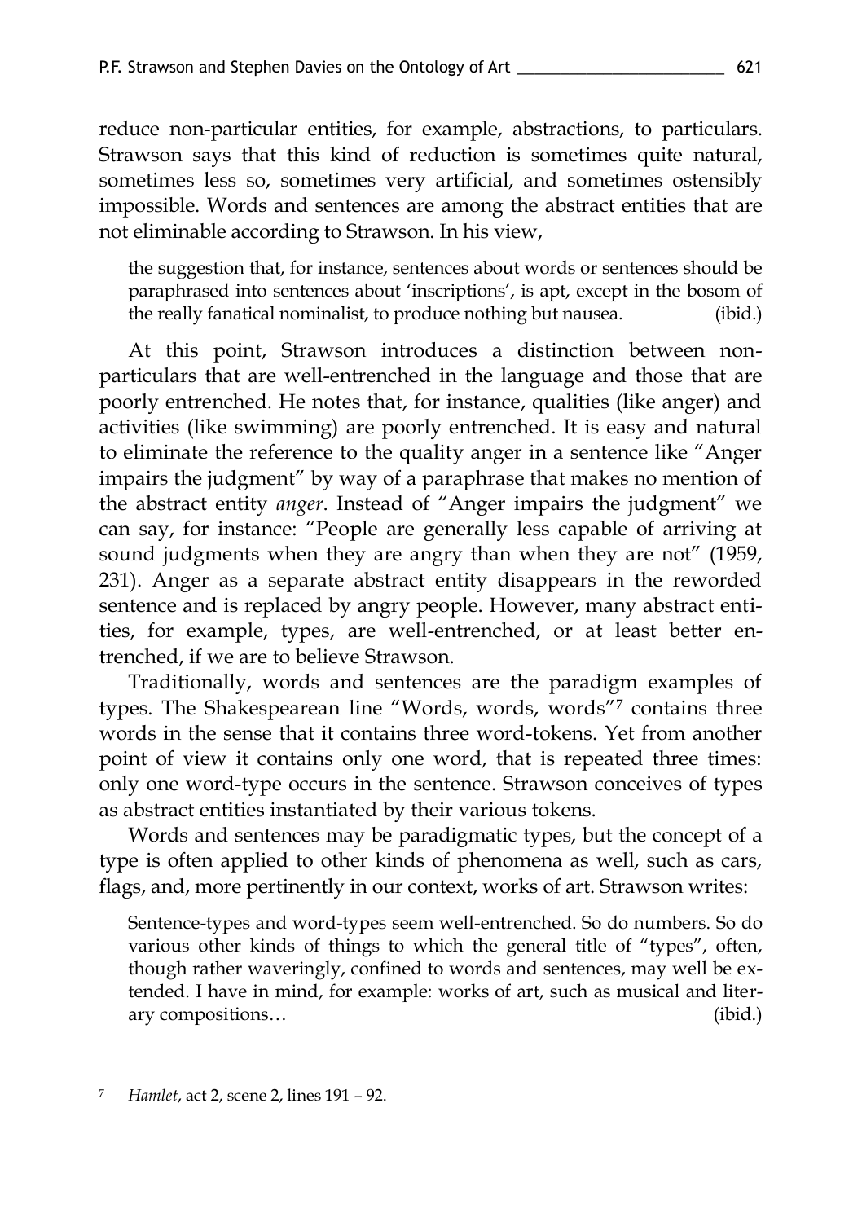reduce non-particular entities, for example, abstractions, to particulars. Strawson says that this kind of reduction is sometimes quite natural, sometimes less so, sometimes very artificial, and sometimes ostensibly impossible. Words and sentences are among the abstract entities that are not eliminable according to Strawson. In his view,

> the suggestion that, for instance, sentences about words or sentences should be paraphrased into sentences about 'inscriptions', is apt, except in the bosom of the really fanatical nominalist, to produce nothing but nausea. (ibid.)

At this point, Strawson introduces a distinction between non-particulars that are well-entrenched in the language and those that are poorly entrenched. He notes that, for instance, qualities (like anger) and activities (like swimming) are poorly entrenched. It is easy and natural to eliminate the reference to the quality anger in a sentence like "Anger impairs the judgment" by way of a paraphrase that makes no mention of the abstract entity *anger*. Instead of "Anger impairs the judgment" we can say, for instance: "People are generally less capable of arriving at sound judgments when they are angry than when they are not" (1959, 231). Anger as a separate abstract entity disappears in the reworded sentence and is replaced by angry people. However, many abstract entities, for example, types, are well-entrenched, or at least better entrenched, if we are to believe Strawson.

Traditionally, words and sentences are the paradigm examples of types. The Shakespearean line "Words, words, words"[7] contains three words in the sense that it contains three word-tokens. Yet from another point of view it contains only one word, that is repeated three times: only one word-type occurs in the sentence. Strawson conceives of types as abstract entities instantiated by their various tokens.

Words and sentences may be paradigmatic types, but the concept of a type is often applied to other kinds of phenomena as well, such as cars, flags, and, more pertinently in our context, works of art. Strawson writes:

> Sentence-types and word-types seem well-entrenched. So do numbers. So do various other kinds of things to which the general title of "types", often, though rather waveringly, confined to words and sentences, may well be extended. I have in mind, for example: works of art, such as musical and literary compositions… (ibid.)

[7] *Hamlet*, act 2, scene 2, lines 191 – 92.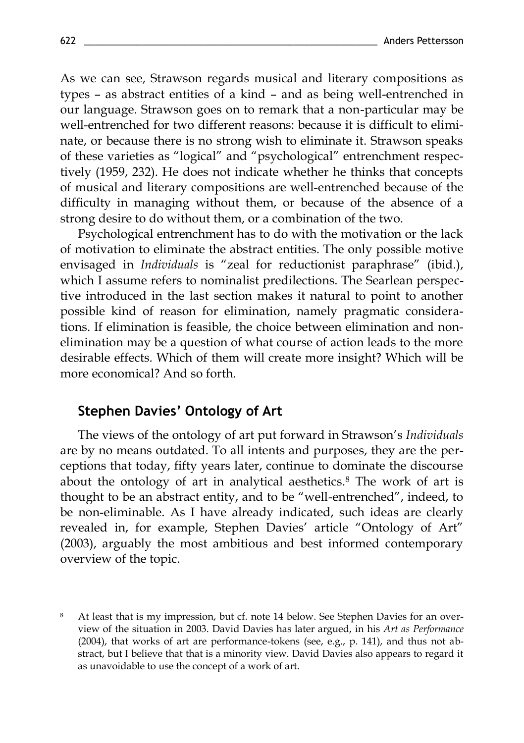As we can see, Strawson regards musical and literary compositions as types – as abstract entities of a kind – and as being well-entrenched in our language. Strawson goes on to remark that a non-particular may be well-entrenched for two different reasons: because it is difficult to eliminate, or because there is no strong wish to eliminate it. Strawson speaks of these varieties as "logical" and "psychological" entrenchment respectively (1959, 232). He does not indicate whether he thinks that concepts of musical and literary compositions are well-entrenched because of the difficulty in managing without them, or because of the absence of a strong desire to do without them, or a combination of the two.

Psychological entrenchment has to do with the motivation or the lack of motivation to eliminate the abstract entities. The only possible motive envisaged in *Individuals* is "zeal for reductionist paraphrase" (ibid.), which I assume refers to nominalist predilections. The Searlean perspective introduced in the last section makes it natural to point to another possible kind of reason for elimination, namely pragmatic considerations. If elimination is feasible, the choice between elimination and non-elimination may be a question of what course of action leads to the more desirable effects. Which of them will create more insight? Which will be more economical? And so forth.

## Stephen Davies' Ontology of Art

The views of the ontology of art put forward in Strawson's *Individuals* are by no means outdated. To all intents and purposes, they are the perceptions that today, fifty years later, continue to dominate the discourse about the ontology of art in analytical aesthetics.[8] The work of art is thought to be an abstract entity, and to be "well-entrenched", indeed, to be non-eliminable. As I have already indicated, such ideas are clearly revealed in, for example, Stephen Davies' article "Ontology of Art" (2003), arguably the most ambitious and best informed contemporary overview of the topic.

[8] At least that is my impression, but cf. note 14 below. See Stephen Davies for an overview of the situation in 2003. David Davies has later argued, in his *Art as Performance* (2004), that works of art are performance-tokens (see, e.g., p. 141), and thus not abstract, but I believe that that is a minority view. David Davies also appears to regard it as unavoidable to use the concept of a work of art.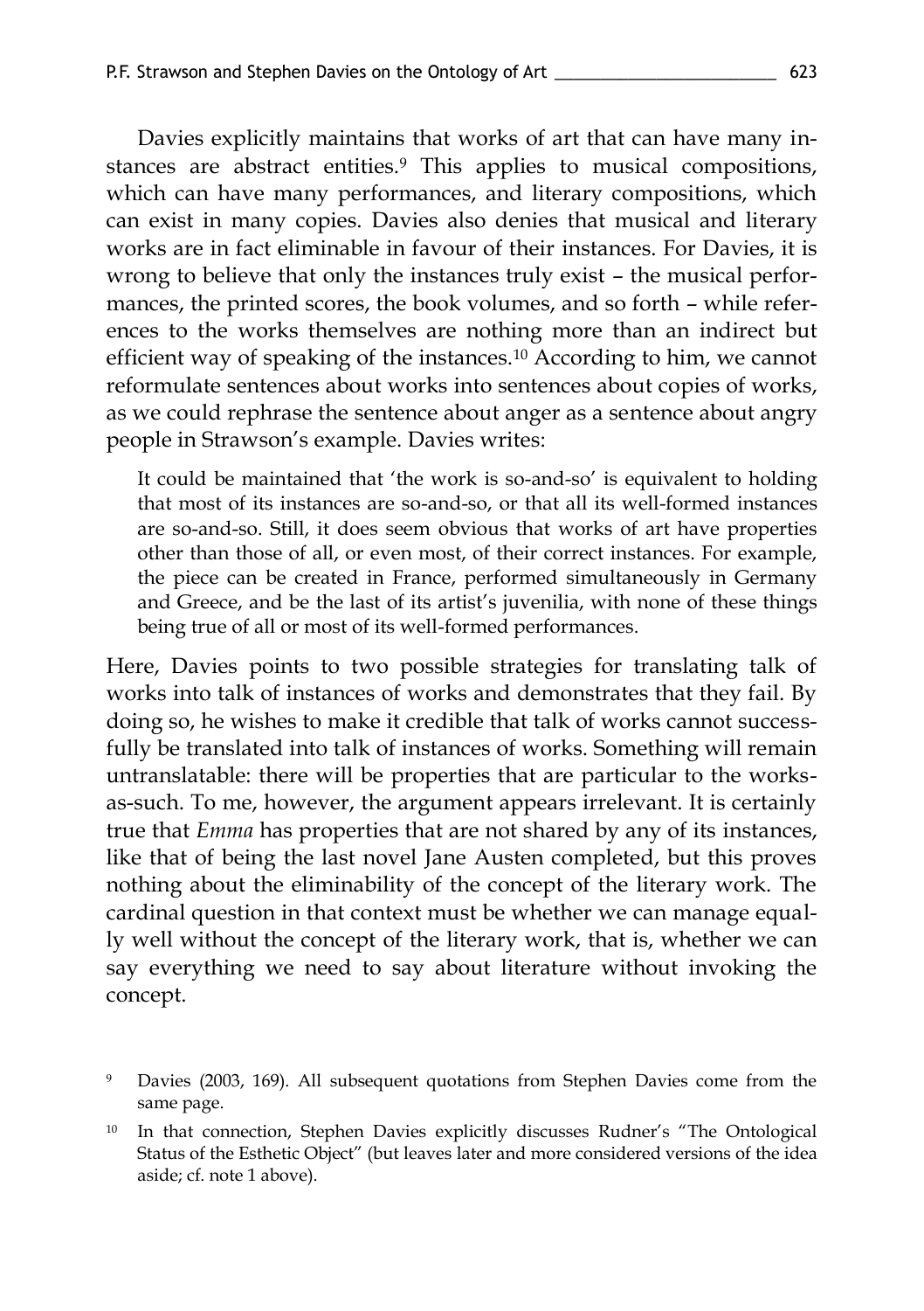Davies explicitly maintains that works of art that can have many instances are abstract entities.[9] This applies to musical compositions, which can have many performances, and literary compositions, which can exist in many copies. Davies also denies that musical and literary works are in fact eliminable in favour of their instances. For Davies, it is wrong to believe that only the instances truly exist – the musical performances, the printed scores, the book volumes, and so forth – while references to the works themselves are nothing more than an indirect but efficient way of speaking of the instances.[10] According to him, we cannot reformulate sentences about works into sentences about copies of works, as we could rephrase the sentence about anger as a sentence about angry people in Strawson's example. Davies writes:

> It could be maintained that 'the work is so-and-so' is equivalent to holding that most of its instances are so-and-so, or that all its well-formed instances are so-and-so. Still, it does seem obvious that works of art have properties other than those of all, or even most, of their correct instances. For example, the piece can be created in France, performed simultaneously in Germany and Greece, and be the last of its artist's juvenilia, with none of these things being true of all or most of its well-formed performances.

Here, Davies points to two possible strategies for translating talk of works into talk of instances of works and demonstrates that they fail. By doing so, he wishes to make it credible that talk of works cannot successfully be translated into talk of instances of works. Something will remain untranslatable: there will be properties that are particular to the works-as-such. To me, however, the argument appears irrelevant. It is certainly true that *Emma* has properties that are not shared by any of its instances, like that of being the last novel Jane Austen completed, but this proves nothing about the eliminability of the concept of the literary work. The cardinal question in that context must be whether we can manage equally well without the concept of the literary work, that is, whether we can say everything we need to say about literature without invoking the concept.

---

[9] Davies (2003, 169). All subsequent quotations from Stephen Davies come from the same page.

[10] In that connection, Stephen Davies explicitly discusses Rudner's "The Ontological Status of the Esthetic Object" (but leaves later and more considered versions of the idea aside; cf. note 1 above).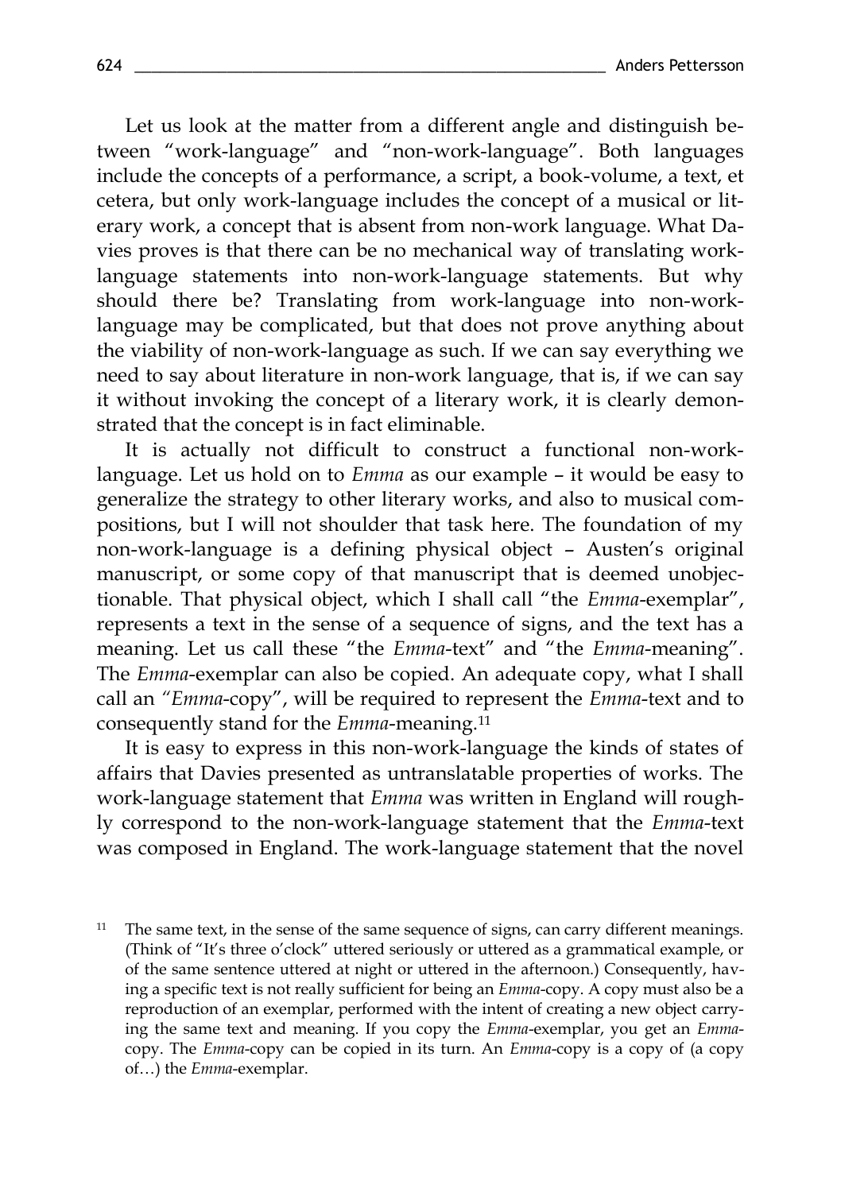Let us look at the matter from a different angle and distinguish between "work-language" and "non-work-language". Both languages include the concepts of a performance, a script, a book-volume, a text, et cetera, but only work-language includes the concept of a musical or literary work, a concept that is absent from non-work language. What Davies proves is that there can be no mechanical way of translating work-language statements into non-work-language statements. But why should there be? Translating from work-language into non-work-language may be complicated, but that does not prove anything about the viability of non-work-language as such. If we can say everything we need to say about literature in non-work language, that is, if we can say it without invoking the concept of a literary work, it is clearly demonstrated that the concept is in fact eliminable.

It is actually not difficult to construct a functional non-work-language. Let us hold on to *Emma* as our example – it would be easy to generalize the strategy to other literary works, and also to musical compositions, but I will not shoulder that task here. The foundation of my non-work-language is a defining physical object – Austen's original manuscript, or some copy of that manuscript that is deemed unobjectionable. That physical object, which I shall call "the *Emma*-exemplar", represents a text in the sense of a sequence of signs, and the text has a meaning. Let us call these "the *Emma*-text" and "the *Emma*-meaning". The *Emma*-exemplar can also be copied. An adequate copy, what I shall call an "*Emma*-copy", will be required to represent the *Emma*-text and to consequently stand for the *Emma*-meaning.[11]

It is easy to express in this non-work-language the kinds of states of affairs that Davies presented as untranslatable properties of works. The work-language statement that *Emma* was written in England will roughly correspond to the non-work-language statement that the *Emma*-text was composed in England. The work-language statement that the novel

[11] The same text, in the sense of the same sequence of signs, can carry different meanings. (Think of "It's three o'clock" uttered seriously or uttered as a grammatical example, or of the same sentence uttered at night or uttered in the afternoon.) Consequently, having a specific text is not really sufficient for being an *Emma*-copy. A copy must also be a reproduction of an exemplar, performed with the intent of creating a new object carrying the same text and meaning. If you copy the *Emma*-exemplar, you get an *Emma*-copy. The *Emma*-copy can be copied in its turn. An *Emma*-copy is a copy of (a copy of…) the *Emma*-exemplar.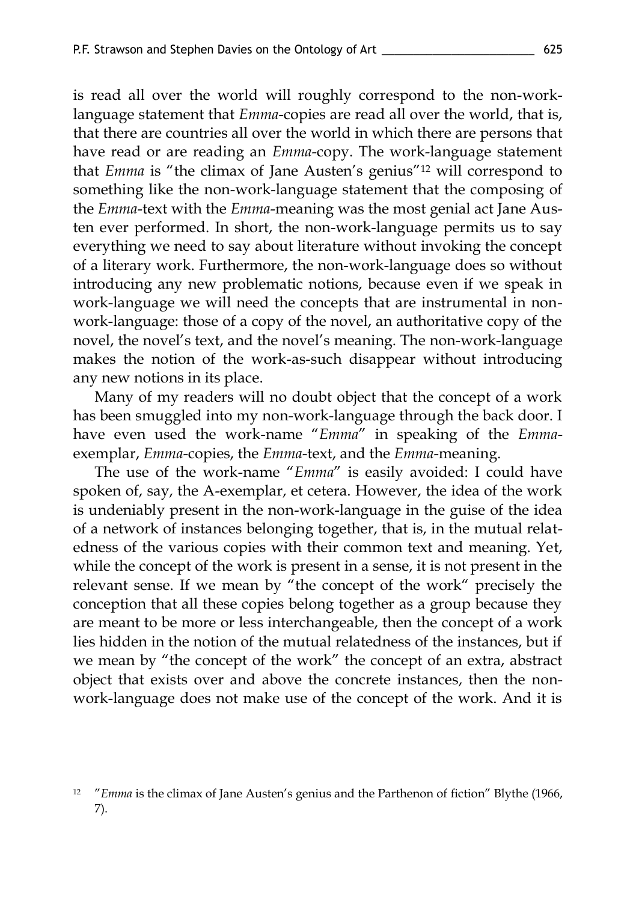is read all over the world will roughly correspond to the non-work-language statement that *Emma*-copies are read all over the world, that is, that there are countries all over the world in which there are persons that have read or are reading an *Emma*-copy. The work-language statement that *Emma* is "the climax of Jane Austen's genius"[12] will correspond to something like the non-work-language statement that the composing of the *Emma*-text with the *Emma*-meaning was the most genial act Jane Austen ever performed. In short, the non-work-language permits us to say everything we need to say about literature without invoking the concept of a literary work. Furthermore, the non-work-language does so without introducing any new problematic notions, because even if we speak in work-language we will need the concepts that are instrumental in non-work-language: those of a copy of the novel, an authoritative copy of the novel, the novel's text, and the novel's meaning. The non-work-language makes the notion of the work-as-such disappear without introducing any new notions in its place.

Many of my readers will no doubt object that the concept of a work has been smuggled into my non-work-language through the back door. I have even used the work-name "*Emma*" in speaking of the *Emma*-exemplar, *Emma*-copies, the *Emma*-text, and the *Emma*-meaning.

The use of the work-name "*Emma*" is easily avoided: I could have spoken of, say, the A-exemplar, et cetera. However, the idea of the work is undeniably present in the non-work-language in the guise of the idea of a network of instances belonging together, that is, in the mutual relatedness of the various copies with their common text and meaning. Yet, while the concept of the work is present in a sense, it is not present in the relevant sense. If we mean by "the concept of the work" precisely the conception that all these copies belong together as a group because they are meant to be more or less interchangeable, then the concept of a work lies hidden in the notion of the mutual relatedness of the instances, but if we mean by "the concept of the work" the concept of an extra, abstract object that exists over and above the concrete instances, then the non-work-language does not make use of the concept of the work. And it is

[12] "*Emma* is the climax of Jane Austen's genius and the Parthenon of fiction" Blythe (1966, 7).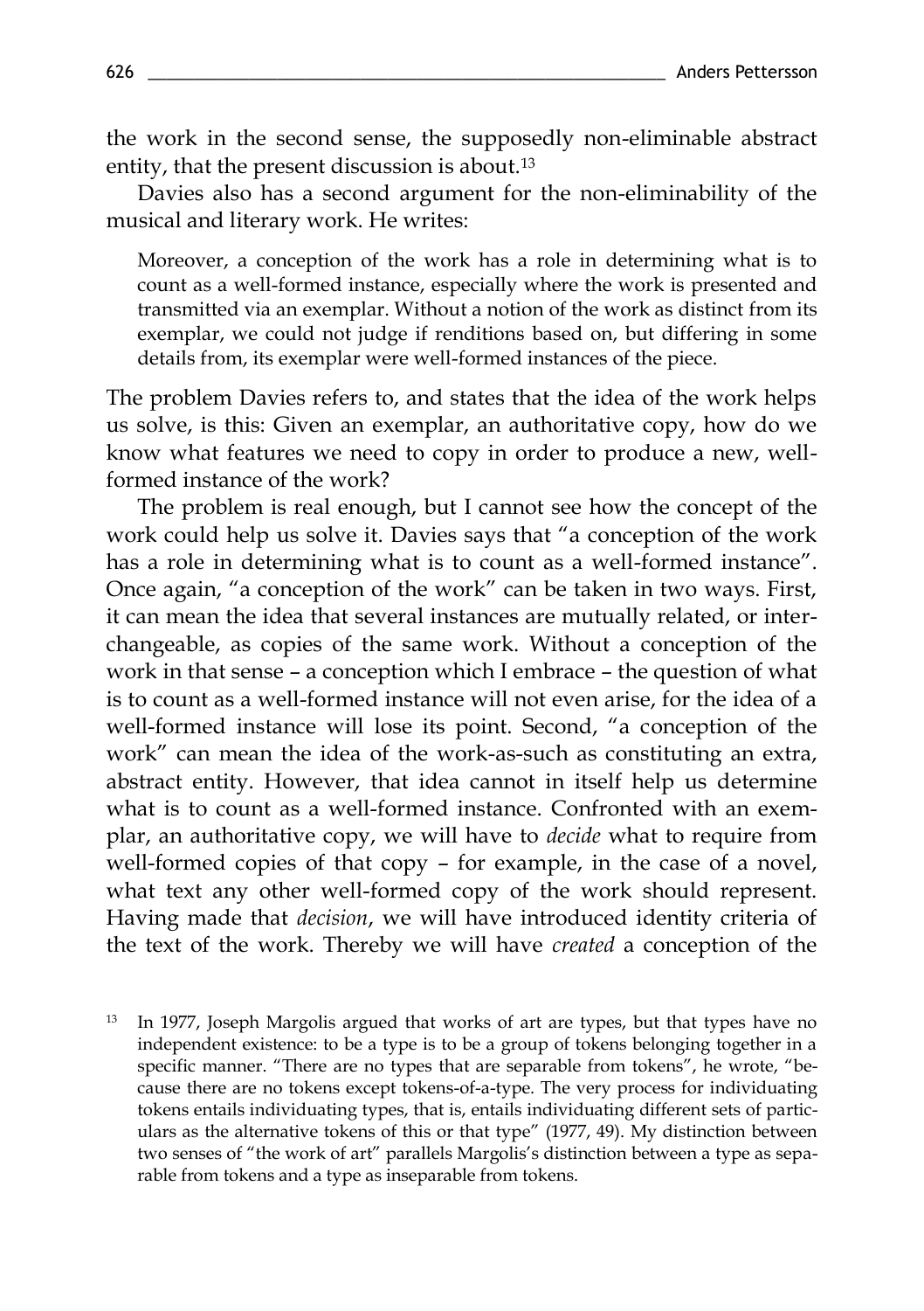the work in the second sense, the supposedly non-eliminable abstract entity, that the present discussion is about.[13]

Davies also has a second argument for the non-eliminability of the musical and literary work. He writes:

> Moreover, a conception of the work has a role in determining what is to count as a well-formed instance, especially where the work is presented and transmitted via an exemplar. Without a notion of the work as distinct from its exemplar, we could not judge if renditions based on, but differing in some details from, its exemplar were well-formed instances of the piece.

The problem Davies refers to, and states that the idea of the work helps us solve, is this: Given an exemplar, an authoritative copy, how do we know what features we need to copy in order to produce a new, well-formed instance of the work?

The problem is real enough, but I cannot see how the concept of the work could help us solve it. Davies says that "a conception of the work has a role in determining what is to count as a well-formed instance". Once again, "a conception of the work" can be taken in two ways. First, it can mean the idea that several instances are mutually related, or interchangeable, as copies of the same work. Without a conception of the work in that sense – a conception which I embrace – the question of what is to count as a well-formed instance will not even arise, for the idea of a well-formed instance will lose its point. Second, "a conception of the work" can mean the idea of the work-as-such as constituting an extra, abstract entity. However, that idea cannot in itself help us determine what is to count as a well-formed instance. Confronted with an exemplar, an authoritative copy, we will have to *decide* what to require from well-formed copies of that copy – for example, in the case of a novel, what text any other well-formed copy of the work should represent. Having made that *decision*, we will have introduced identity criteria of the text of the work. Thereby we will have *created* a conception of the

[13] In 1977, Joseph Margolis argued that works of art are types, but that types have no independent existence: to be a type is to be a group of tokens belonging together in a specific manner. "There are no types that are separable from tokens", he wrote, "because there are no tokens except tokens-of-a-type. The very process for individuating tokens entails individuating types, that is, entails individuating different sets of particulars as the alternative tokens of this or that type" (1977, 49). My distinction between two senses of "the work of art" parallels Margolis's distinction between a type as separable from tokens and a type as inseparable from tokens.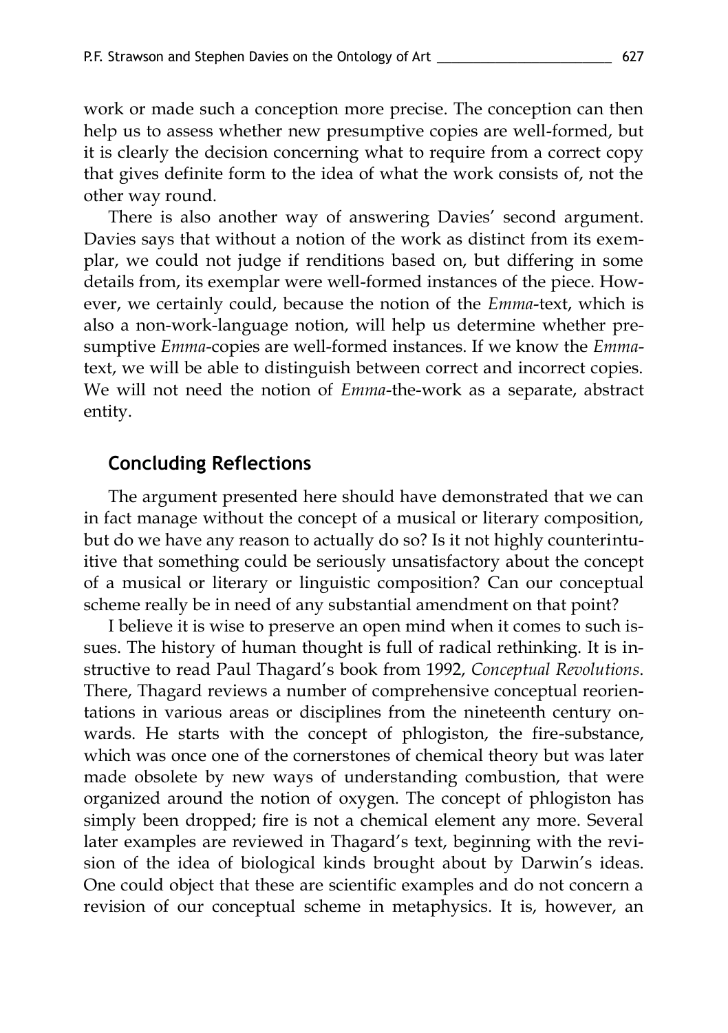work or made such a conception more precise. The conception can then help us to assess whether new presumptive copies are well-formed, but it is clearly the decision concerning what to require from a correct copy that gives definite form to the idea of what the work consists of, not the other way round.

There is also another way of answering Davies' second argument. Davies says that without a notion of the work as distinct from its exemplar, we could not judge if renditions based on, but differing in some details from, its exemplar were well-formed instances of the piece. However, we certainly could, because the notion of the *Emma*-text, which is also a non-work-language notion, will help us determine whether presumptive *Emma*-copies are well-formed instances. If we know the *Emma*-text, we will be able to distinguish between correct and incorrect copies. We will not need the notion of *Emma*-the-work as a separate, abstract entity.

## Concluding Reflections

The argument presented here should have demonstrated that we can in fact manage without the concept of a musical or literary composition, but do we have any reason to actually do so? Is it not highly counterintuitive that something could be seriously unsatisfactory about the concept of a musical or literary or linguistic composition? Can our conceptual scheme really be in need of any substantial amendment on that point?

I believe it is wise to preserve an open mind when it comes to such issues. The history of human thought is full of radical rethinking. It is instructive to read Paul Thagard's book from 1992, *Conceptual Revolutions*. There, Thagard reviews a number of comprehensive conceptual reorientations in various areas or disciplines from the nineteenth century onwards. He starts with the concept of phlogiston, the fire-substance, which was once one of the cornerstones of chemical theory but was later made obsolete by new ways of understanding combustion, that were organized around the notion of oxygen. The concept of phlogiston has simply been dropped; fire is not a chemical element any more. Several later examples are reviewed in Thagard's text, beginning with the revision of the idea of biological kinds brought about by Darwin's ideas. One could object that these are scientific examples and do not concern a revision of our conceptual scheme in metaphysics. It is, however, an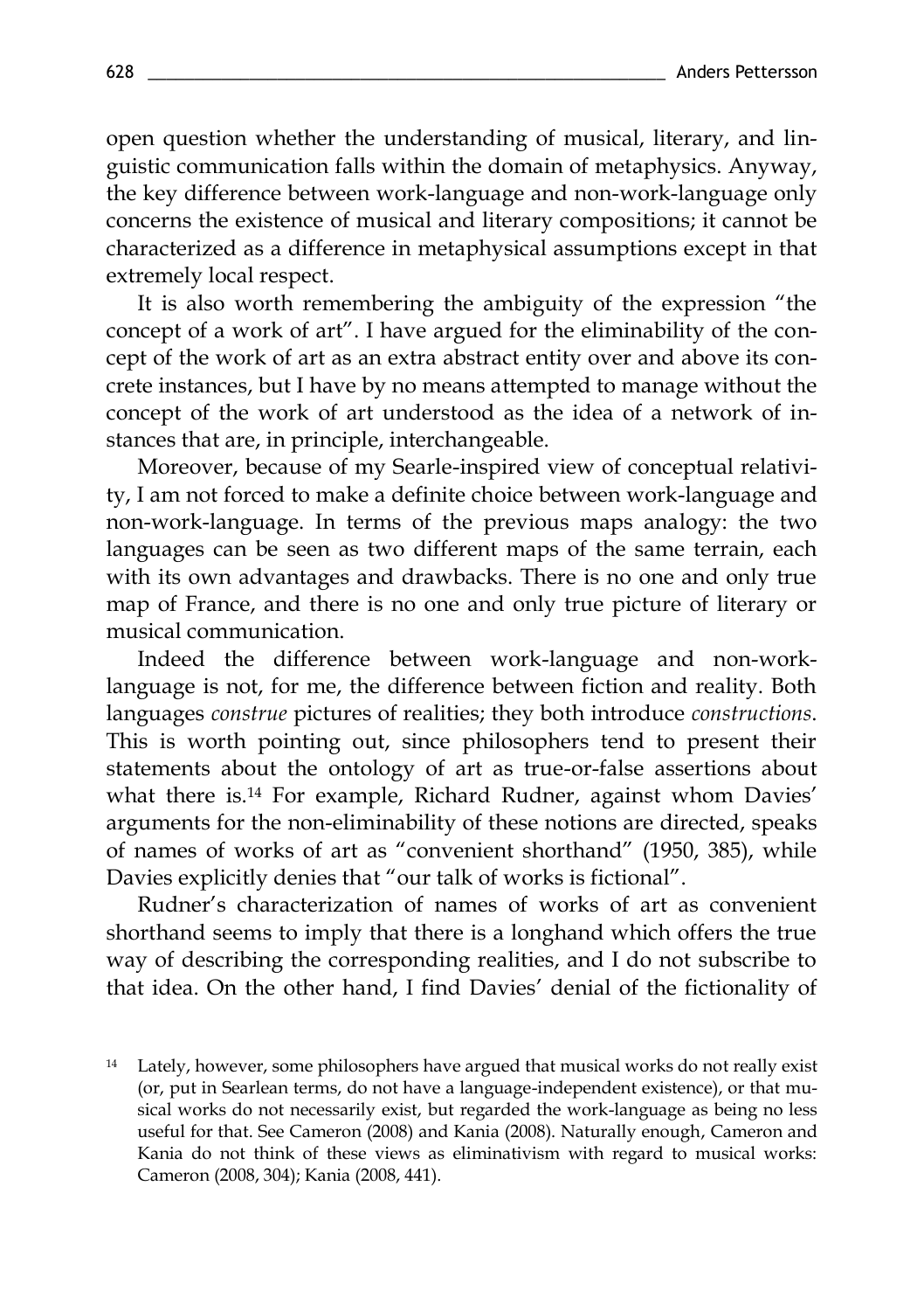open question whether the understanding of musical, literary, and linguistic communication falls within the domain of metaphysics. Anyway, the key difference between work-language and non-work-language only concerns the existence of musical and literary compositions; it cannot be characterized as a difference in metaphysical assumptions except in that extremely local respect.

It is also worth remembering the ambiguity of the expression "the concept of a work of art". I have argued for the eliminability of the concept of the work of art as an extra abstract entity over and above its concrete instances, but I have by no means attempted to manage without the concept of the work of art understood as the idea of a network of instances that are, in principle, interchangeable.

Moreover, because of my Searle-inspired view of conceptual relativity, I am not forced to make a definite choice between work-language and non-work-language. In terms of the previous maps analogy: the two languages can be seen as two different maps of the same terrain, each with its own advantages and drawbacks. There is no one and only true map of France, and there is no one and only true picture of literary or musical communication.

Indeed the difference between work-language and non-work-language is not, for me, the difference between fiction and reality. Both languages *construe* pictures of realities; they both introduce *constructions*. This is worth pointing out, since philosophers tend to present their statements about the ontology of art as true-or-false assertions about what there is.[14] For example, Richard Rudner, against whom Davies' arguments for the non-eliminability of these notions are directed, speaks of names of works of art as "convenient shorthand" (1950, 385), while Davies explicitly denies that "our talk of works is fictional".

Rudner's characterization of names of works of art as convenient shorthand seems to imply that there is a longhand which offers the true way of describing the corresponding realities, and I do not subscribe to that idea. On the other hand, I find Davies' denial of the fictionality of

[14] Lately, however, some philosophers have argued that musical works do not really exist (or, put in Searlean terms, do not have a language-independent existence), or that musical works do not necessarily exist, but regarded the work-language as being no less useful for that. See Cameron (2008) and Kania (2008). Naturally enough, Cameron and Kania do not think of these views as eliminativism with regard to musical works: Cameron (2008, 304); Kania (2008, 441).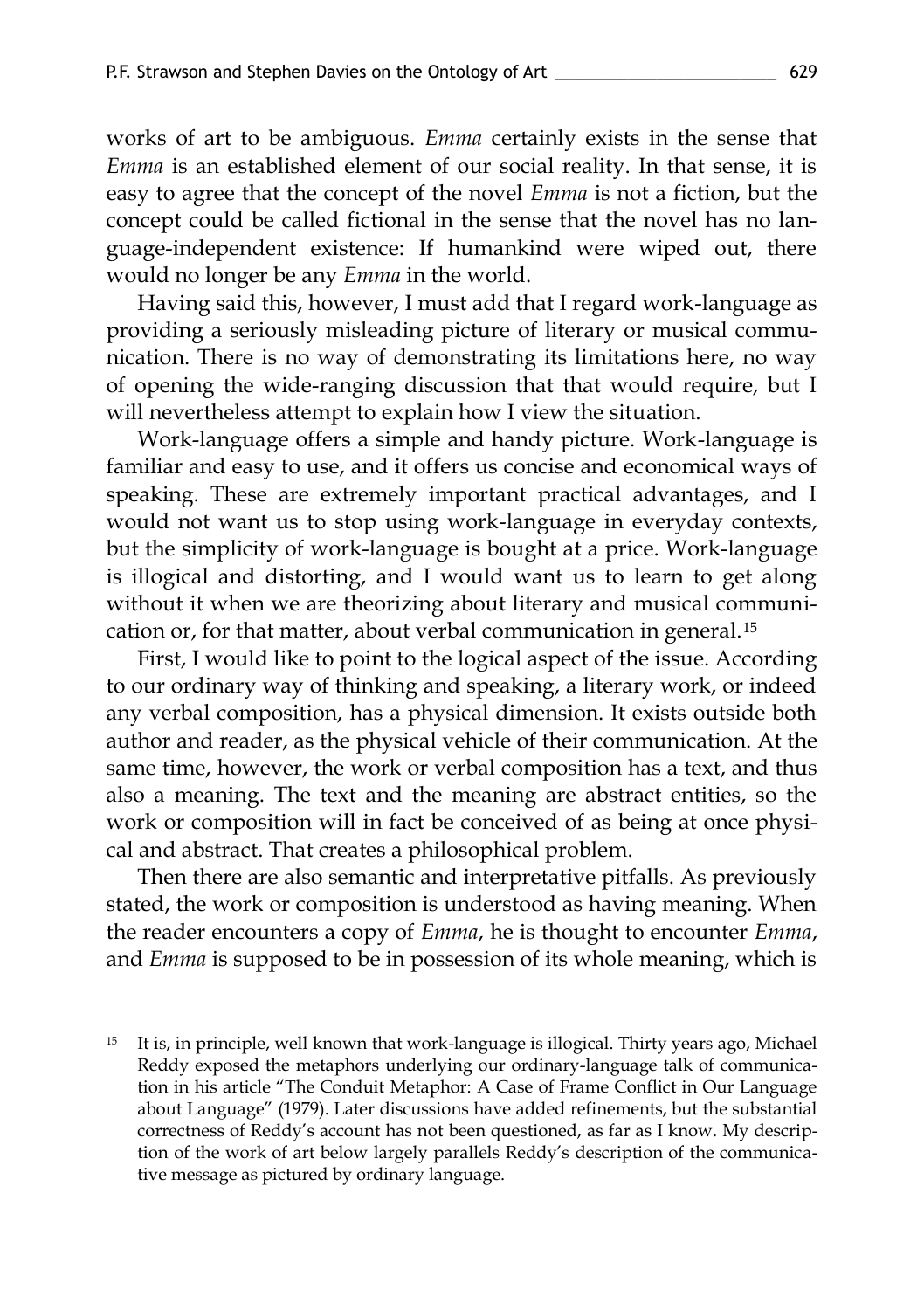works of art to be ambiguous. *Emma* certainly exists in the sense that *Emma* is an established element of our social reality. In that sense, it is easy to agree that the concept of the novel *Emma* is not a fiction, but the concept could be called fictional in the sense that the novel has no language-independent existence: If humankind were wiped out, there would no longer be any *Emma* in the world.

Having said this, however, I must add that I regard work-language as providing a seriously misleading picture of literary or musical communication. There is no way of demonstrating its limitations here, no way of opening the wide-ranging discussion that that would require, but I will nevertheless attempt to explain how I view the situation.

Work-language offers a simple and handy picture. Work-language is familiar and easy to use, and it offers us concise and economical ways of speaking. These are extremely important practical advantages, and I would not want us to stop using work-language in everyday contexts, but the simplicity of work-language is bought at a price. Work-language is illogical and distorting, and I would want us to learn to get along without it when we are theorizing about literary and musical communication or, for that matter, about verbal communication in general.[15]

First, I would like to point to the logical aspect of the issue. According to our ordinary way of thinking and speaking, a literary work, or indeed any verbal composition, has a physical dimension. It exists outside both author and reader, as the physical vehicle of their communication. At the same time, however, the work or verbal composition has a text, and thus also a meaning. The text and the meaning are abstract entities, so the work or composition will in fact be conceived of as being at once physical and abstract. That creates a philosophical problem.

Then there are also semantic and interpretative pitfalls. As previously stated, the work or composition is understood as having meaning. When the reader encounters a copy of *Emma*, he is thought to encounter *Emma*, and *Emma* is supposed to be in possession of its whole meaning, which is

[15] It is, in principle, well known that work-language is illogical. Thirty years ago, Michael Reddy exposed the metaphors underlying our ordinary-language talk of communication in his article "The Conduit Metaphor: A Case of Frame Conflict in Our Language about Language" (1979). Later discussions have added refinements, but the substantial correctness of Reddy's account has not been questioned, as far as I know. My description of the work of art below largely parallels Reddy's description of the communicative message as pictured by ordinary language.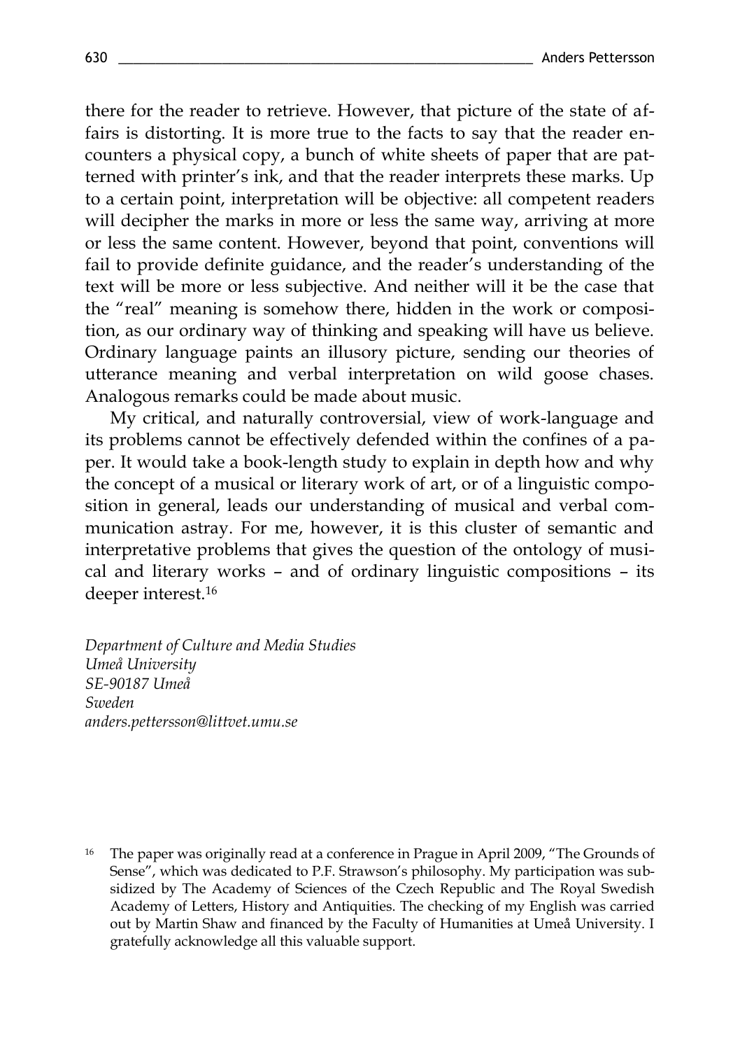there for the reader to retrieve. However, that picture of the state of affairs is distorting. It is more true to the facts to say that the reader encounters a physical copy, a bunch of white sheets of paper that are patterned with printer's ink, and that the reader interprets these marks. Up to a certain point, interpretation will be objective: all competent readers will decipher the marks in more or less the same way, arriving at more or less the same content. However, beyond that point, conventions will fail to provide definite guidance, and the reader's understanding of the text will be more or less subjective. And neither will it be the case that the "real" meaning is somehow there, hidden in the work or composition, as our ordinary way of thinking and speaking will have us believe. Ordinary language paints an illusory picture, sending our theories of utterance meaning and verbal interpretation on wild goose chases. Analogous remarks could be made about music.

My critical, and naturally controversial, view of work-language and its problems cannot be effectively defended within the confines of a paper. It would take a book-length study to explain in depth how and why the concept of a musical or literary work of art, or of a linguistic composition in general, leads our understanding of musical and verbal communication astray. For me, however, it is this cluster of semantic and interpretative problems that gives the question of the ontology of musical and literary works – and of ordinary linguistic compositions – its deeper interest.[16]

*Department of Culture and Media Studies*
*Umeå University*
*SE-90187 Umeå*
*Sweden*
*anders.pettersson@littvet.umu.se*

[16] The paper was originally read at a conference in Prague in April 2009, "The Grounds of Sense", which was dedicated to P.F. Strawson's philosophy. My participation was subsidized by The Academy of Sciences of the Czech Republic and The Royal Swedish Academy of Letters, History and Antiquities. The checking of my English was carried out by Martin Shaw and financed by the Faculty of Humanities at Umeå University. I gratefully acknowledge all this valuable support.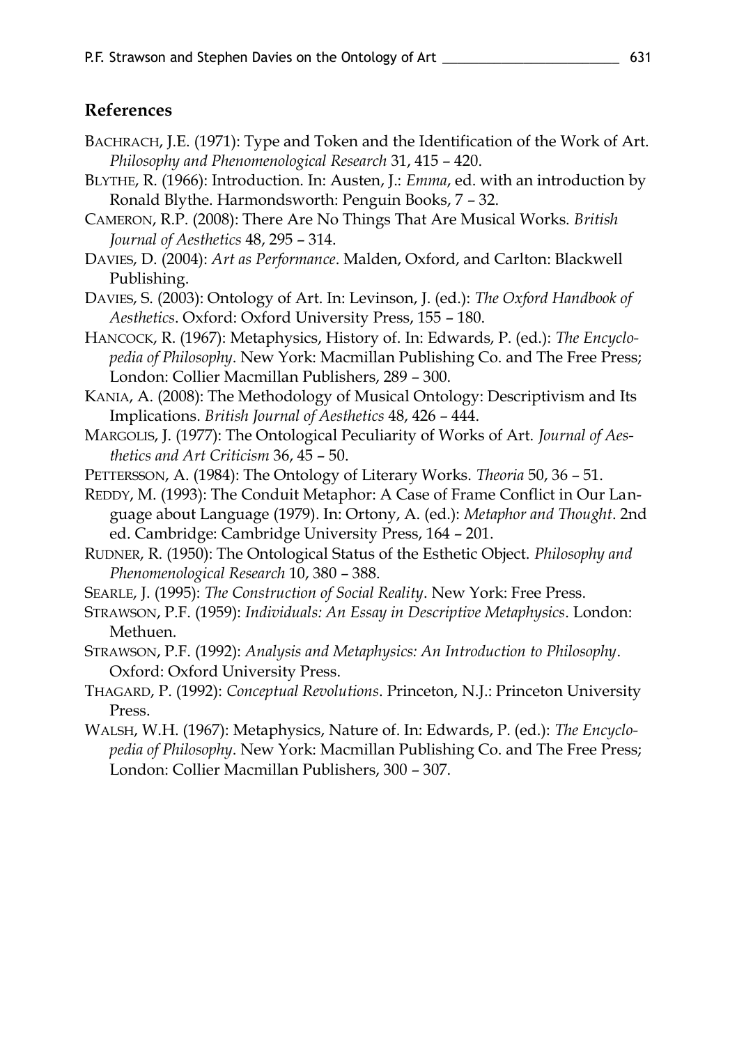## References

BACHRACH, J.E. (1971): Type and Token and the Identification of the Work of Art. *Philosophy and Phenomenological Research* 31, 415 – 420.

BLYTHE, R. (1966): Introduction. In: Austen, J.: *Emma*, ed. with an introduction by Ronald Blythe. Harmondsworth: Penguin Books, 7 – 32.

CAMERON, R.P. (2008): There Are No Things That Are Musical Works. *British Journal of Aesthetics* 48, 295 – 314.

DAVIES, D. (2004): *Art as Performance*. Malden, Oxford, and Carlton: Blackwell Publishing.

DAVIES, S. (2003): Ontology of Art. In: Levinson, J. (ed.): *The Oxford Handbook of Aesthetics*. Oxford: Oxford University Press, 155 – 180.

HANCOCK, R. (1967): Metaphysics, History of. In: Edwards, P. (ed.): *The Encyclopedia of Philosophy*. New York: Macmillan Publishing Co. and The Free Press; London: Collier Macmillan Publishers, 289 – 300.

KANIA, A. (2008): The Methodology of Musical Ontology: Descriptivism and Its Implications. *British Journal of Aesthetics* 48, 426 – 444.

MARGOLIS, J. (1977): The Ontological Peculiarity of Works of Art. *Journal of Aesthetics and Art Criticism* 36, 45 – 50.

PETTERSSON, A. (1984): The Ontology of Literary Works. *Theoria* 50, 36 – 51.

REDDY, M. (1993): The Conduit Metaphor: A Case of Frame Conflict in Our Language about Language (1979). In: Ortony, A. (ed.): *Metaphor and Thought*. 2nd ed. Cambridge: Cambridge University Press, 164 – 201.

RUDNER, R. (1950): The Ontological Status of the Esthetic Object. *Philosophy and Phenomenological Research* 10, 380 – 388.

SEARLE, J. (1995): *The Construction of Social Reality*. New York: Free Press.

STRAWSON, P.F. (1959): *Individuals: An Essay in Descriptive Metaphysics*. London: Methuen.

STRAWSON, P.F. (1992): *Analysis and Metaphysics: An Introduction to Philosophy*. Oxford: Oxford University Press.

THAGARD, P. (1992): *Conceptual Revolutions*. Princeton, N.J.: Princeton University Press.

WALSH, W.H. (1967): Metaphysics, Nature of. In: Edwards, P. (ed.): *The Encyclopedia of Philosophy*. New York: Macmillan Publishing Co. and The Free Press; London: Collier Macmillan Publishers, 300 – 307.